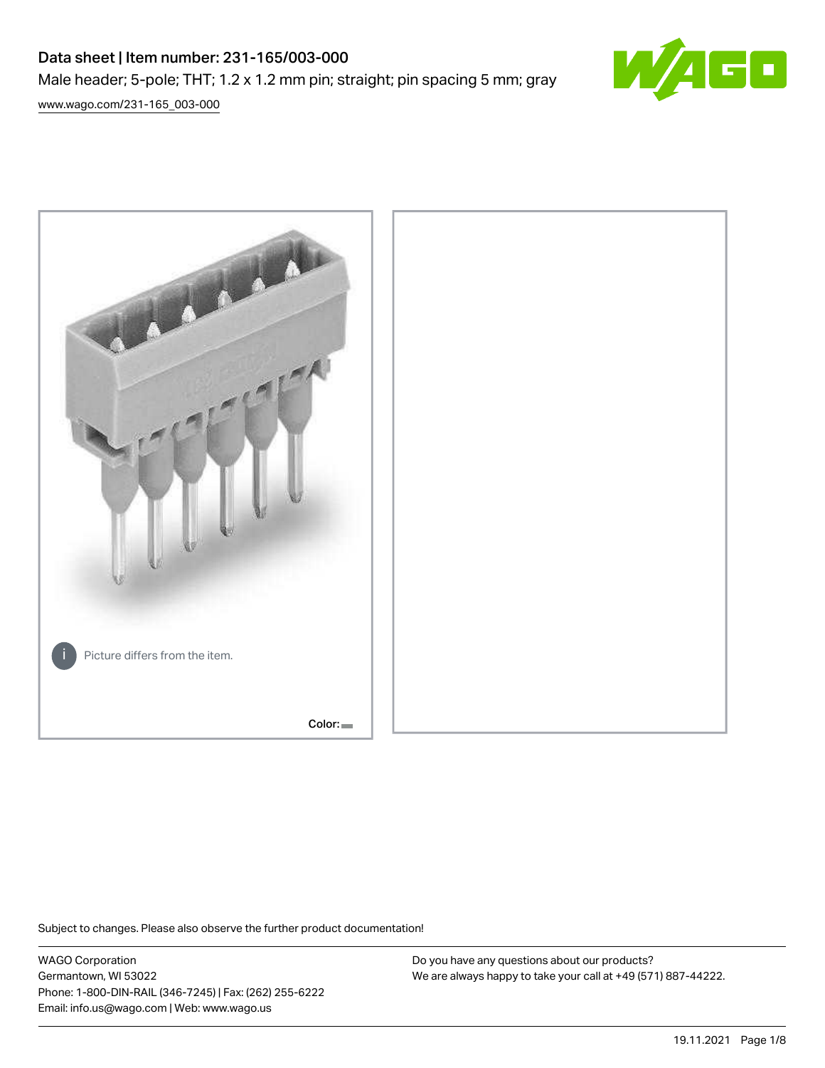# Data sheet | Item number: 231-165/003-000

Male header; 5-pole; THT; 1.2 x 1.2 mm pin; straight; pin spacing 5 mm; gray

[www.wago.com/231-165_003-000](www.wago.com/231-165_003-000)

Picture differs from the item.

Color:

Subject to changes. Please also observe the further product documentation!

WAGO Corporation
Germantown, WI 53022
Phone: 1-800-DIN-RAIL (346-7245) | Fax: (262) 255-6222
Email: info.us@wago.com | Web: www.wago.us

Do you have any questions about our products?
We are always happy to take your call at +49 (571) 887-44222.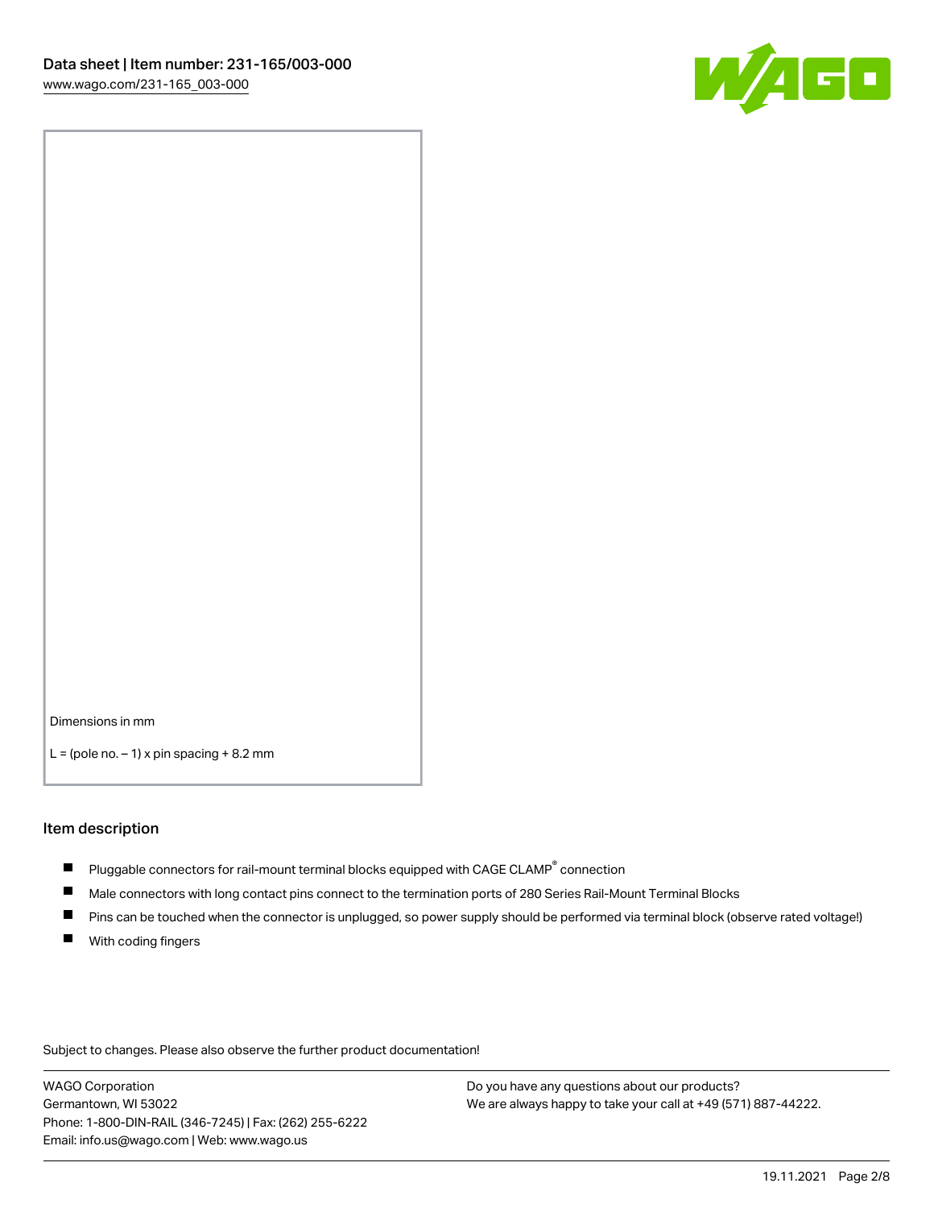Dimensions in mm

L = (pole no. – 1) x pin spacing + 8.2 mm

## Item description

- Pluggable connectors for rail-mount terminal blocks equipped with CAGE CLAMP® connection
- Male connectors with long contact pins connect to the termination ports of 280 Series Rail-Mount Terminal Blocks
- Pins can be touched when the connector is unplugged, so power supply should be performed via terminal block (observe rated voltage!)
- With coding fingers

Subject to changes. Please also observe the further product documentation!

WAGO Corporation
Germantown, WI 53022
Phone: 1-800-DIN-RAIL (346-7245) | Fax: (262) 255-6222
Email: info.us@wago.com | Web: www.wago.us

Do you have any questions about our products?
We are always happy to take your call at +49 (571) 887-44222.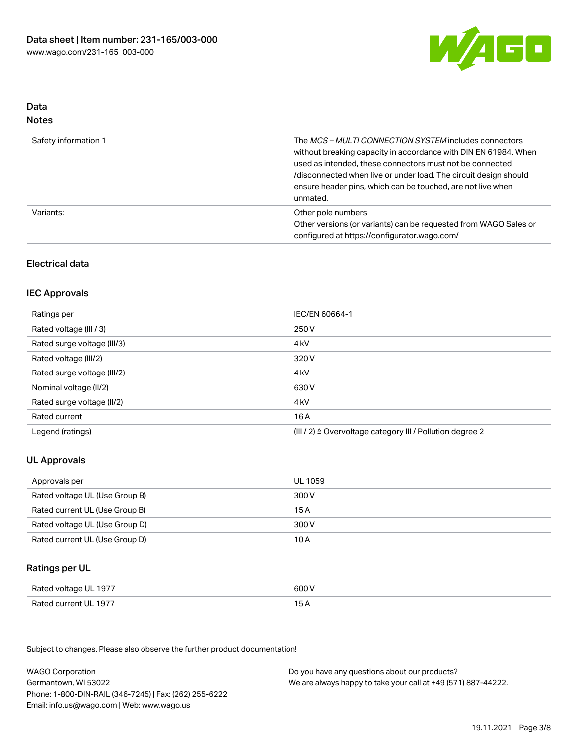## Data
### Notes

| | |
|---|---|
| Safety information 1 | The *MCS – MULTI CONNECTION SYSTEM* includes connectors without breaking capacity in accordance with DIN EN 61984. When used as intended, these connectors must not be connected /disconnected when live or under load. The circuit design should ensure header pins, which can be touched, are not live when unmated. |
| Variants: | Other pole numbers<br>Other versions (or variants) can be requested from WAGO Sales or configured at https://configurator.wago.com/ |

### Electrical data

### IEC Approvals

| | |
|---|---|
| Ratings per | IEC/EN 60664-1 |
| Rated voltage (III / 3) | 250 V |
| Rated surge voltage (III/3) | 4 kV |
| Rated voltage (III/2) | 320 V |
| Rated surge voltage (III/2) | 4 kV |
| Nominal voltage (II/2) | 630 V |
| Rated surge voltage (II/2) | 4 kV |
| Rated current | 16 A |
| Legend (ratings) | (III / 2) ≙ Overvoltage category III / Pollution degree 2 |

### UL Approvals

| | |
|---|---|
| Approvals per | UL 1059 |
| Rated voltage UL (Use Group B) | 300 V |
| Rated current UL (Use Group B) | 15 A |
| Rated voltage UL (Use Group D) | 300 V |
| Rated current UL (Use Group D) | 10 A |

### Ratings per UL

| | |
|---|---|
| Rated voltage UL 1977 | 600 V |
| Rated current UL 1977 | 15 A |

Subject to changes. Please also observe the further product documentation!

WAGO Corporation
Germantown, WI 53022
Phone: 1-800-DIN-RAIL (346-7245) | Fax: (262) 255-6222
Email: info.us@wago.com | Web: www.wago.us

Do you have any questions about our products?
We are always happy to take your call at +49 (571) 887-44222.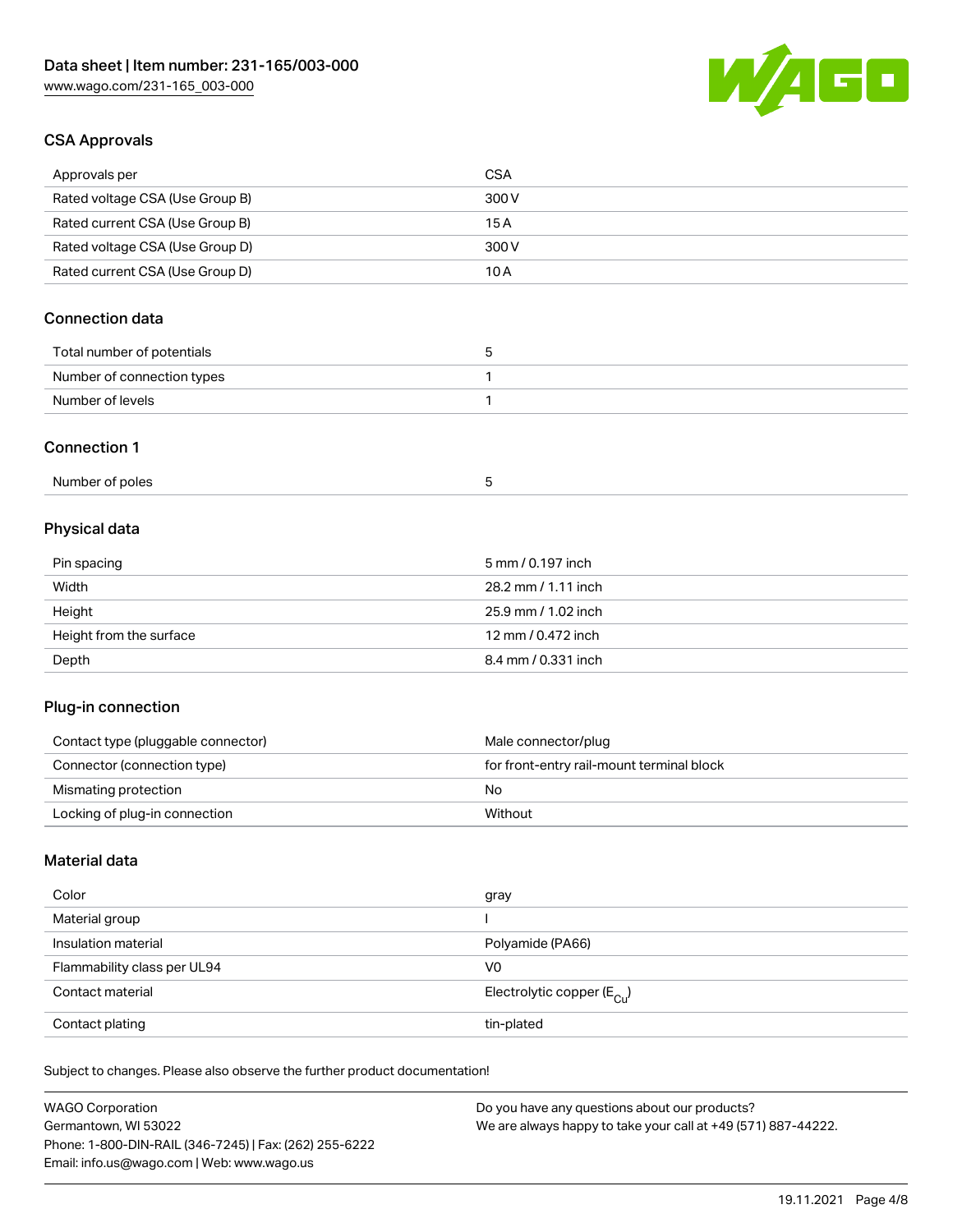## CSA Approvals

| Approvals per | CSA |
| --- | --- |
| Rated voltage CSA (Use Group B) | 300 V |
| Rated current CSA (Use Group B) | 15 A |
| Rated voltage CSA (Use Group D) | 300 V |
| Rated current CSA (Use Group D) | 10 A |

## Connection data

| Total number of potentials | 5 |
| --- | --- |
| Number of connection types | 1 |
| Number of levels | 1 |

## Connection 1

| Number of poles | 5 |
| --- | --- |

## Physical data

| Pin spacing | 5 mm / 0.197 inch |
| --- | --- |
| Width | 28.2 mm / 1.11 inch |
| Height | 25.9 mm / 1.02 inch |
| Height from the surface | 12 mm / 0.472 inch |
| Depth | 8.4 mm / 0.331 inch |

## Plug-in connection

| Contact type (pluggable connector) | Male connector/plug |
| --- | --- |
| Connector (connection type) | for front-entry rail-mount terminal block |
| Mismating protection | No |
| Locking of plug-in connection | Without |

## Material data

| Color | gray |
| --- | --- |
| Material group | I |
| Insulation material | Polyamide (PA66) |
| Flammability class per UL94 | V0 |
| Contact material | Electrolytic copper ($E_{Cu}$) |
| Contact plating | tin-plated |

Subject to changes. Please also observe the further product documentation!

WAGO Corporation
Germantown, WI 53022
Phone: 1-800-DIN-RAIL (346-7245) | Fax: (262) 255-6222
Email: info.us@wago.com | Web: www.wago.us

Do you have any questions about our products?
We are always happy to take your call at +49 (571) 887-44222.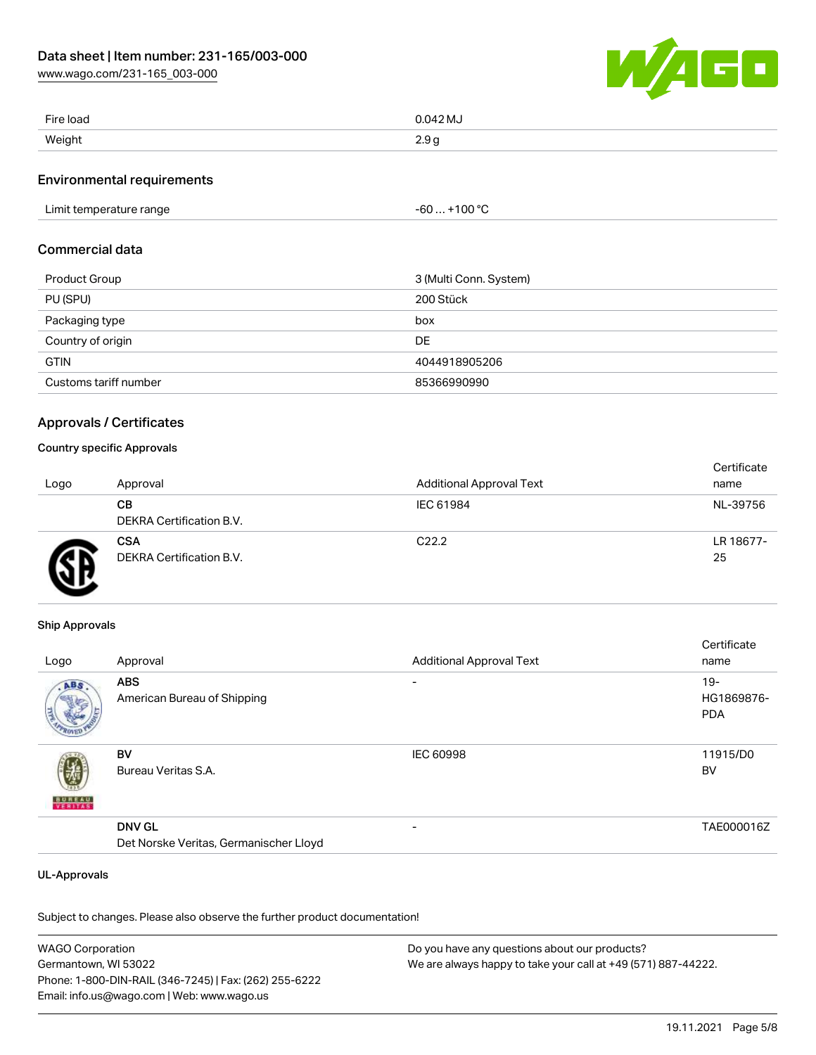| | |
|---|---|
| Fire load | 0.042 MJ |
| Weight | 2.9 g |

## Environmental requirements

| | |
|---|---|
| Limit temperature range | -60 … +100 °C |

## Commercial data

| | |
|---|---|
| Product Group | 3 (Multi Conn. System) |
| PU (SPU) | 200 Stück |
| Packaging type | box |
| Country of origin | DE |
| GTIN | 4044918905206 |
| Customs tariff number | 85366990990 |

## Approvals / Certificates

### Country specific Approvals

| Logo | Approval | Additional Approval Text | Certificate name |
|---|---|---|---|
| | **CB**<br>DEKRA Certification B.V. | IEC 61984 | NL-39756 |
| | **CSA**<br>DEKRA Certification B.V. | C22.2 | LR 18677-25 |

### Ship Approvals

| Logo | Approval | Additional Approval Text | Certificate name |
|---|---|---|---|
| | **ABS**<br>American Bureau of Shipping | - | 19-HG1869876-PDA |
| | **BV**<br>Bureau Veritas S.A. | IEC 60998 | 11915/D0 BV |
| | **DNV GL**<br>Det Norske Veritas, Germanischer Lloyd | - | TAE000016Z |

### UL-Approvals

Subject to changes. Please also observe the further product documentation!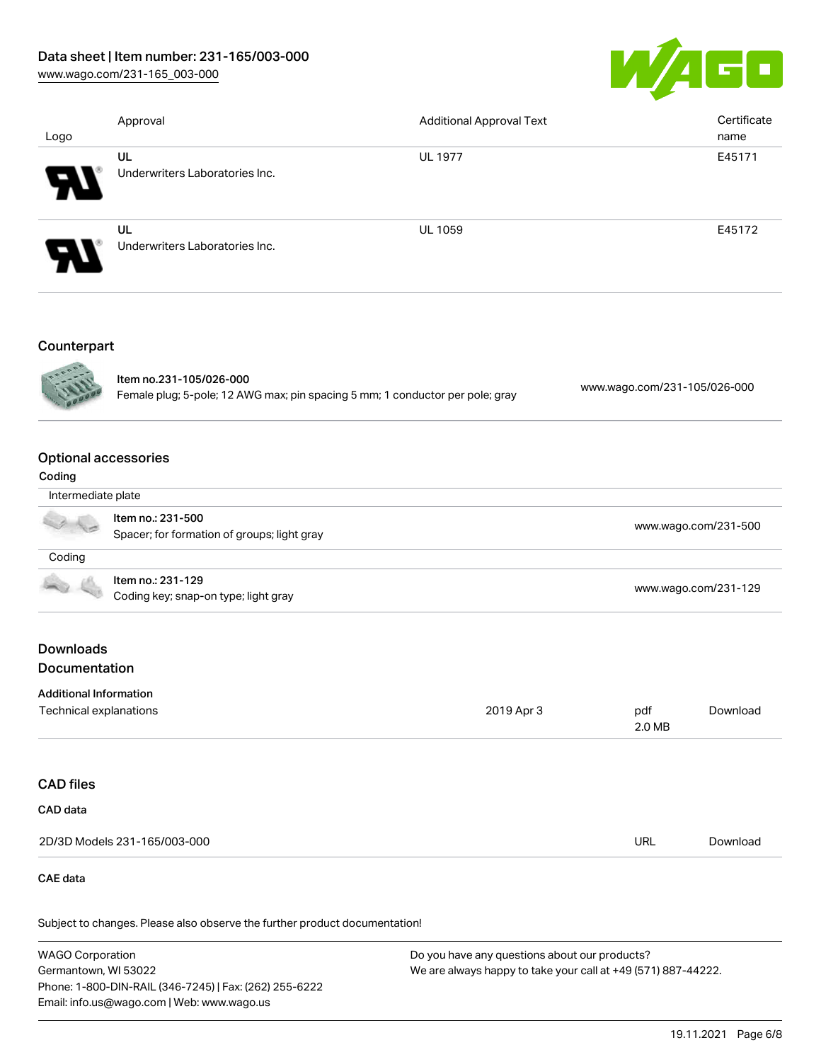| Logo | Approval | Additional Approval Text | Certificate name |
|---|---|---|---|
| | UL<br>Underwriters Laboratories Inc. | UL 1977 | E45171 |
| | UL<br>Underwriters Laboratories Inc. | UL 1059 | E45172 |

## Counterpart

| | | |
|---|---|---|
| | Item no.231-105/026-000<br>Female plug; 5-pole; 12 AWG max; pin spacing 5 mm; 1 conductor per pole; gray | www.wago.com/231-105/026-000 |

## Optional accessories

### Coding

| Intermediate plate | | |
|---|---|---|
| | Item no.: 231-500<br>Spacer; for formation of groups; light gray | www.wago.com/231-500 |

| Coding | | |
|---|---|---|
| | Item no.: 231-129<br>Coding key; snap-on type; light gray | www.wago.com/231-129 |

## Downloads

## Documentation

### Additional Information

| | | | |
|---|---|---|---|
| Technical explanations | 2019 Apr 3 | pdf<br>2.0 MB | Download |

## CAD files

### CAD data

| | | |
|---|---|---|
| 2D/3D Models 231-165/003-000 | URL | Download |

### CAE data

Subject to changes. Please also observe the further product documentation!

WAGO Corporation
Germantown, WI 53022
Phone: 1-800-DIN-RAIL (346-7245) | Fax: (262) 255-6222
Email: info.us@wago.com | Web: www.wago.us

Do you have any questions about our products?
We are always happy to take your call at +49 (571) 887-44222.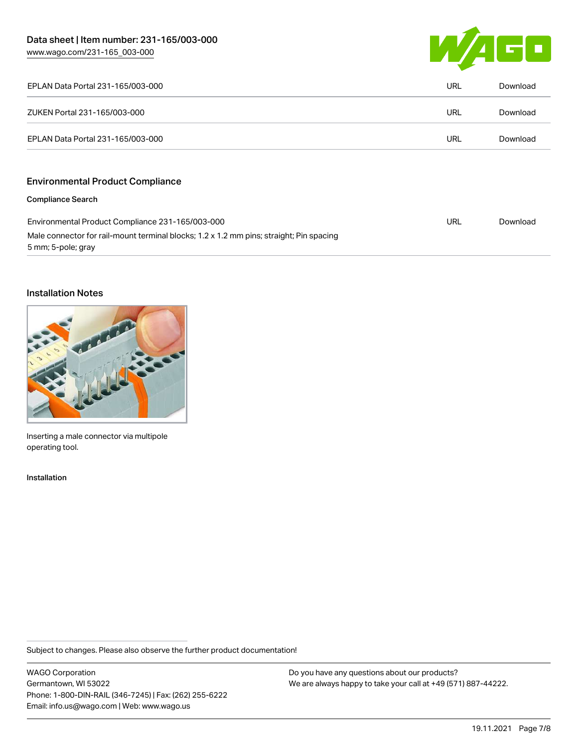| | | |
|---|---|---|
| EPLAN Data Portal 231-165/003-000 | URL | Download |
| ZUKEN Portal 231-165/003-000 | URL | Download |
| EPLAN Data Portal 231-165/003-000 | URL | Download |

## Environmental Product Compliance

### Compliance Search

| | | |
|---|---|---|
| Environmental Product Compliance 231-165/003-000<br>Male connector for rail-mount terminal blocks; 1.2 x 1.2 mm pins; straight; Pin spacing 5 mm; 5-pole; gray | URL | Download |

## Installation Notes

Inserting a male connector via multipole operating tool.

Installation

Subject to changes. Please also observe the further product documentation!

WAGO Corporation
Germantown, WI 53022
Phone: 1-800-DIN-RAIL (346-7245) | Fax: (262) 255-6222
Email: info.us@wago.com | Web: www.wago.us

Do you have any questions about our products?
We are always happy to take your call at +49 (571) 887-44222.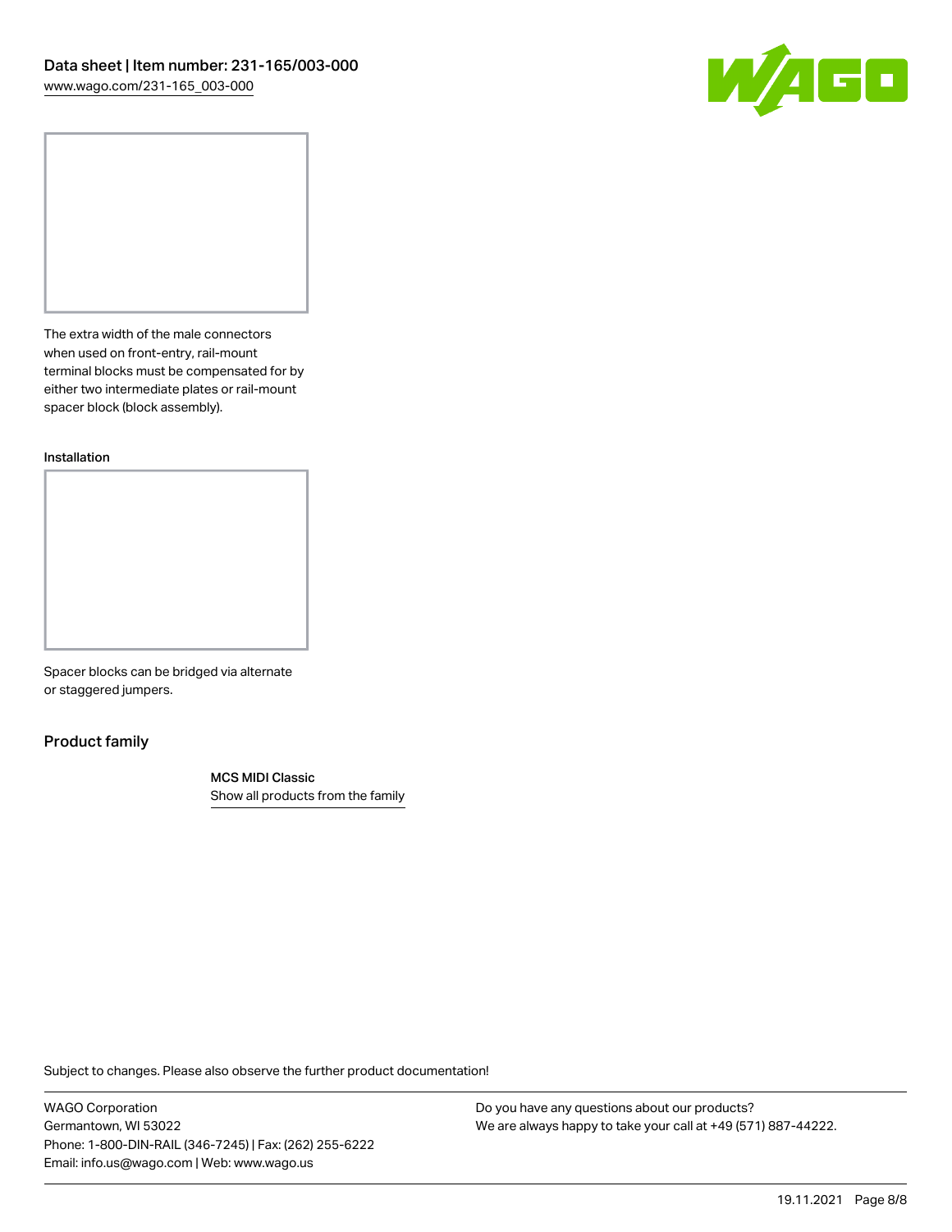The extra width of the male connectors when used on front-entry, rail-mount terminal blocks must be compensated for by either two intermediate plates or rail-mount spacer block (block assembly).

Installation

Spacer blocks can be bridged via alternate or staggered jumpers.

## Product family

**MCS MIDI Classic**
Show all products from the family

Subject to changes. Please also observe the further product documentation!

WAGO Corporation
Germantown, WI 53022
Phone: 1-800-DIN-RAIL (346-7245) | Fax: (262) 255-6222
Email: info.us@wago.com | Web: www.wago.us

Do you have any questions about our products?
We are always happy to take your call at +49 (571) 887-44222.